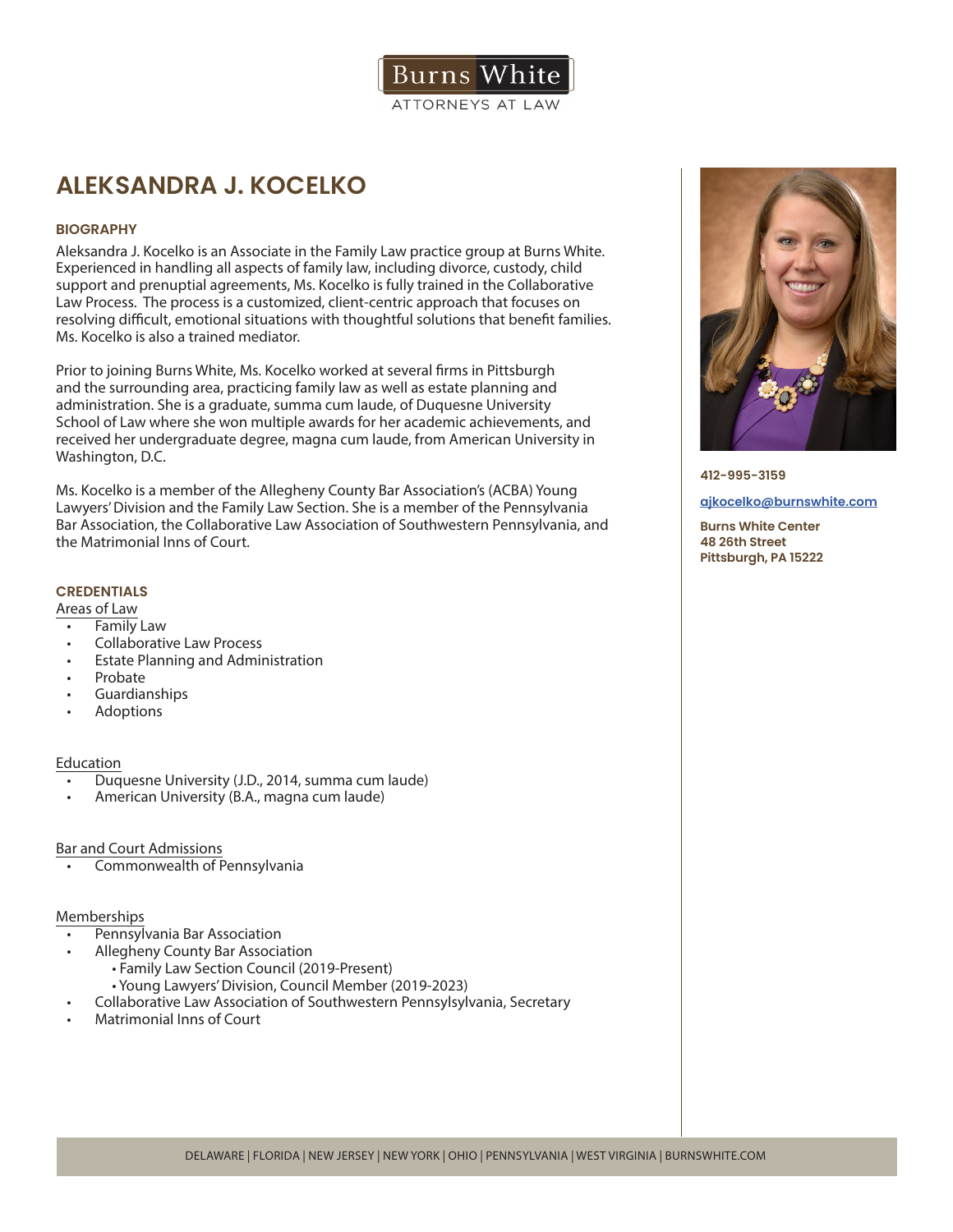Burns White

ATTORNEYS AT LAW

# ALEKSANDRA J. KOCELKO

412-995-3159

ajkocelko@burnswhite.com

**Burns White Center**
**48 26th Street**
**Pittsburgh, PA 15222**

## BIOGRAPHY

Aleksandra J. Kocelko is an Associate in the Family Law practice group at Burns White. Experienced in handling all aspects of family law, including divorce, custody, child support and prenuptial agreements, Ms. Kocelko is fully trained in the Collaborative Law Process. The process is a customized, client-centric approach that focuses on resolving difficult, emotional situations with thoughtful solutions that benefit families. Ms. Kocelko is also a trained mediator.

Prior to joining Burns White, Ms. Kocelko worked at several firms in Pittsburgh and the surrounding area, practicing family law as well as estate planning and administration. She is a graduate, summa cum laude, of Duquesne University School of Law where she won multiple awards for her academic achievements, and received her undergraduate degree, magna cum laude, from American University in Washington, D.C.

Ms. Kocelko is a member of the Allegheny County Bar Association's (ACBA) Young Lawyers' Division and the Family Law Section. She is a member of the Pennsylvania Bar Association, the Collaborative Law Association of Southwestern Pennsylvania, and the Matrimonial Inns of Court.

## CREDENTIALS

### Areas of Law

- Family Law
- Collaborative Law Process
- Estate Planning and Administration
- Probate
- Guardianships
- Adoptions

### Education

- Duquesne University (J.D., 2014, summa cum laude)
- American University (B.A., magna cum laude)

### Bar and Court Admissions

- Commonwealth of Pennsylvania

### Memberships

- Pennsylvania Bar Association
- Allegheny County Bar Association
  - Family Law Section Council (2019-Present)
  - Young Lawyers' Division, Council Member (2019-2023)
- Collaborative Law Association of Southwestern Pennsylsylvania, Secretary
- Matrimonial Inns of Court

DELAWARE | FLORIDA | NEW JERSEY | NEW YORK | OHIO | PENNSYLVANIA | WEST VIRGINIA | BURNSWHITE.COM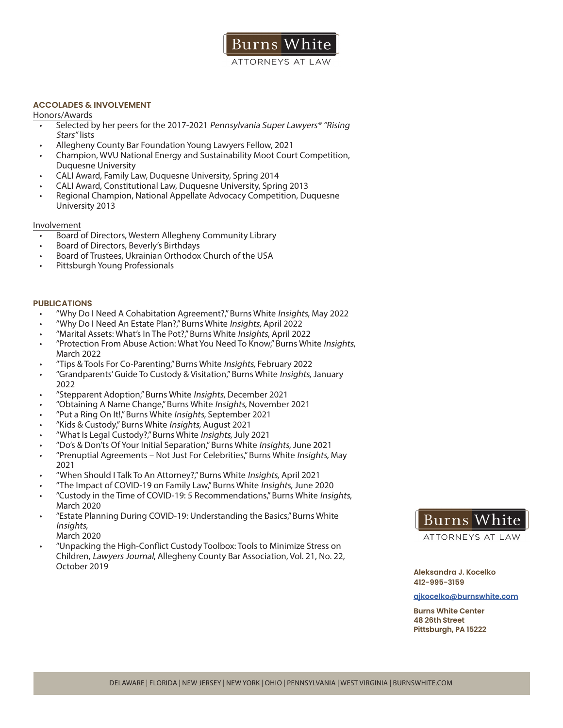## ACCOLADES & INVOLVEMENT

Honors/Awards

- Selected by her peers for the 2017-2021 *Pennsylvania Super Lawyers® "Rising Stars"* lists
- Allegheny County Bar Foundation Young Lawyers Fellow, 2021
- Champion, WVU National Energy and Sustainability Moot Court Competition, Duquesne University
- CALI Award, Family Law, Duquesne University, Spring 2014
- CALI Award, Constitutional Law, Duquesne University, Spring 2013
- Regional Champion, National Appellate Advocacy Competition, Duquesne University 2013

Involvement

- Board of Directors, Western Allegheny Community Library
- Board of Directors, Beverly's Birthdays
- Board of Trustees, Ukrainian Orthodox Church of the USA
- Pittsburgh Young Professionals

## PUBLICATIONS

- "Why Do I Need A Cohabitation Agreement?," Burns White *Insights*, May 2022
- "Why Do I Need An Estate Plan?," Burns White *Insights,* April 2022
- "Marital Assets: What's In The Pot?," Burns White *Insights*, April 2022
- "Protection From Abuse Action: What You Need To Know," Burns White *Insights*, March 2022
- "Tips & Tools For Co-Parenting," Burns White *Insights,* February 2022
- "Grandparents' Guide To Custody & Visitation," Burns White *Insights,* January 2022
- "Stepparent Adoption," Burns White *Insights*, December 2021
- "Obtaining A Name Change," Burns White *Insights,* November 2021
- "Put a Ring On It!," Burns White *Insights*, September 2021
- "Kids & Custody," Burns White *Insights,* August 2021
- "What Is Legal Custody?," Burns White *Insights,* July 2021
- "Do's & Don'ts Of Your Initial Separation," Burns White *Insights*, June 2021
- "Prenuptial Agreements – Not Just For Celebrities," Burns White *Insights,* May 2021
- "When Should I Talk To An Attorney?," Burns White *Insights,* April 2021
- "The Impact of COVID-19 on Family Law," Burns White *Insights*, June 2020
- "Custody in the Time of COVID-19: 5 Recommendations," Burns White *Insights*, March 2020
- "Estate Planning During COVID-19: Understanding the Basics," Burns White *Insights*, March 2020
- "Unpacking the High-Conflict Custody Toolbox: Tools to Minimize Stress on Children, *Lawyers Journal*, Allegheny County Bar Association, Vol. 21, No. 22, October 2019

Burns White
ATTORNEYS AT LAW

**Aleksandra J. Kocelko**
**412-995-3159**

**ajkocelko@burnswhite.com**

**Burns White Center**
**48 26th Street**
**Pittsburgh, PA 15222**